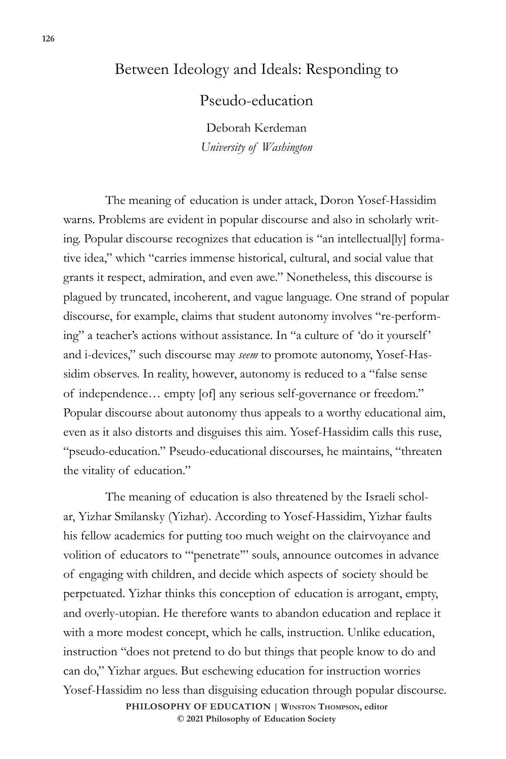# Between Ideology and Ideals: Responding to Pseudo-education

Deborah Kerdeman
*University of Washington*

The meaning of education is under attack, Doron Yosef-Hassidim warns. Problems are evident in popular discourse and also in scholarly writing. Popular discourse recognizes that education is "an intellectual[ly] formative idea," which "carries immense historical, cultural, and social value that grants it respect, admiration, and even awe." Nonetheless, this discourse is plagued by truncated, incoherent, and vague language. One strand of popular discourse, for example, claims that student autonomy involves "re-performing" a teacher's actions without assistance. In "a culture of 'do it yourself' and i-devices," such discourse may *seem* to promote autonomy, Yosef-Hassidim observes. In reality, however, autonomy is reduced to a "false sense of independence… empty [of] any serious self-governance or freedom." Popular discourse about autonomy thus appeals to a worthy educational aim, even as it also distorts and disguises this aim. Yosef-Hassidim calls this ruse, "pseudo-education." Pseudo-educational discourses, he maintains, "threaten the vitality of education."

The meaning of education is also threatened by the Israeli scholar, Yizhar Smilansky (Yizhar). According to Yosef-Hassidim, Yizhar faults his fellow academics for putting too much weight on the clairvoyance and volition of educators to "'penetrate'" souls, announce outcomes in advance of engaging with children, and decide which aspects of society should be perpetuated. Yizhar thinks this conception of education is arrogant, empty, and overly-utopian. He therefore wants to abandon education and replace it with a more modest concept, which he calls, instruction. Unlike education, instruction "does not pretend to do but things that people know to do and can do," Yizhar argues. But eschewing education for instruction worries Yosef-Hassidim no less than disguising education through popular discourse.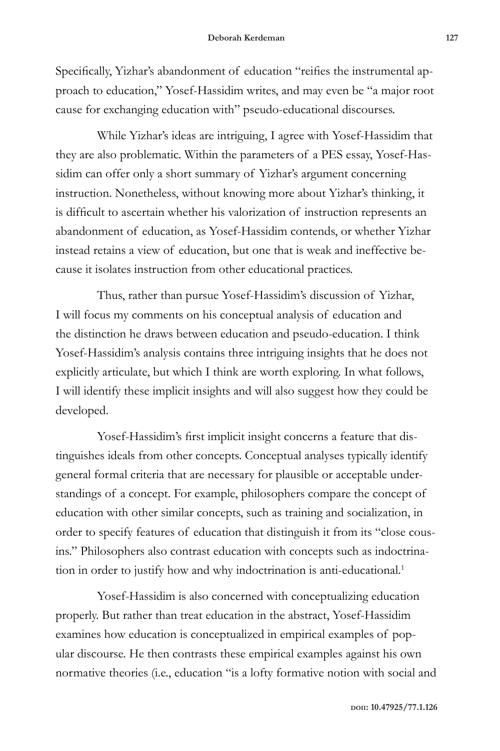Specifically, Yizhar's abandonment of education "reifies the instrumental approach to education," Yosef-Hassidim writes, and may even be "a major root cause for exchanging education with" pseudo-educational discourses.

While Yizhar's ideas are intriguing, I agree with Yosef-Hassidim that they are also problematic. Within the parameters of a PES essay, Yosef-Hassidim can offer only a short summary of Yizhar's argument concerning instruction. Nonetheless, without knowing more about Yizhar's thinking, it is difficult to ascertain whether his valorization of instruction represents an abandonment of education, as Yosef-Hassidim contends, or whether Yizhar instead retains a view of education, but one that is weak and ineffective because it isolates instruction from other educational practices.

Thus, rather than pursue Yosef-Hassidim's discussion of Yizhar, I will focus my comments on his conceptual analysis of education and the distinction he draws between education and pseudo-education. I think Yosef-Hassidim's analysis contains three intriguing insights that he does not explicitly articulate, but which I think are worth exploring. In what follows, I will identify these implicit insights and will also suggest how they could be developed.

Yosef-Hassidim's first implicit insight concerns a feature that distinguishes ideals from other concepts. Conceptual analyses typically identify general formal criteria that are necessary for plausible or acceptable understandings of a concept. For example, philosophers compare the concept of education with other similar concepts, such as training and socialization, in order to specify features of education that distinguish it from its "close cousins." Philosophers also contrast education with concepts such as indoctrination in order to justify how and why indoctrination is anti-educational.[1]

Yosef-Hassidim is also concerned with conceptualizing education properly. But rather than treat education in the abstract, Yosef-Hassidim examines how education is conceptualized in empirical examples of popular discourse. He then contrasts these empirical examples against his own normative theories (i.e., education "is a lofty formative notion with social and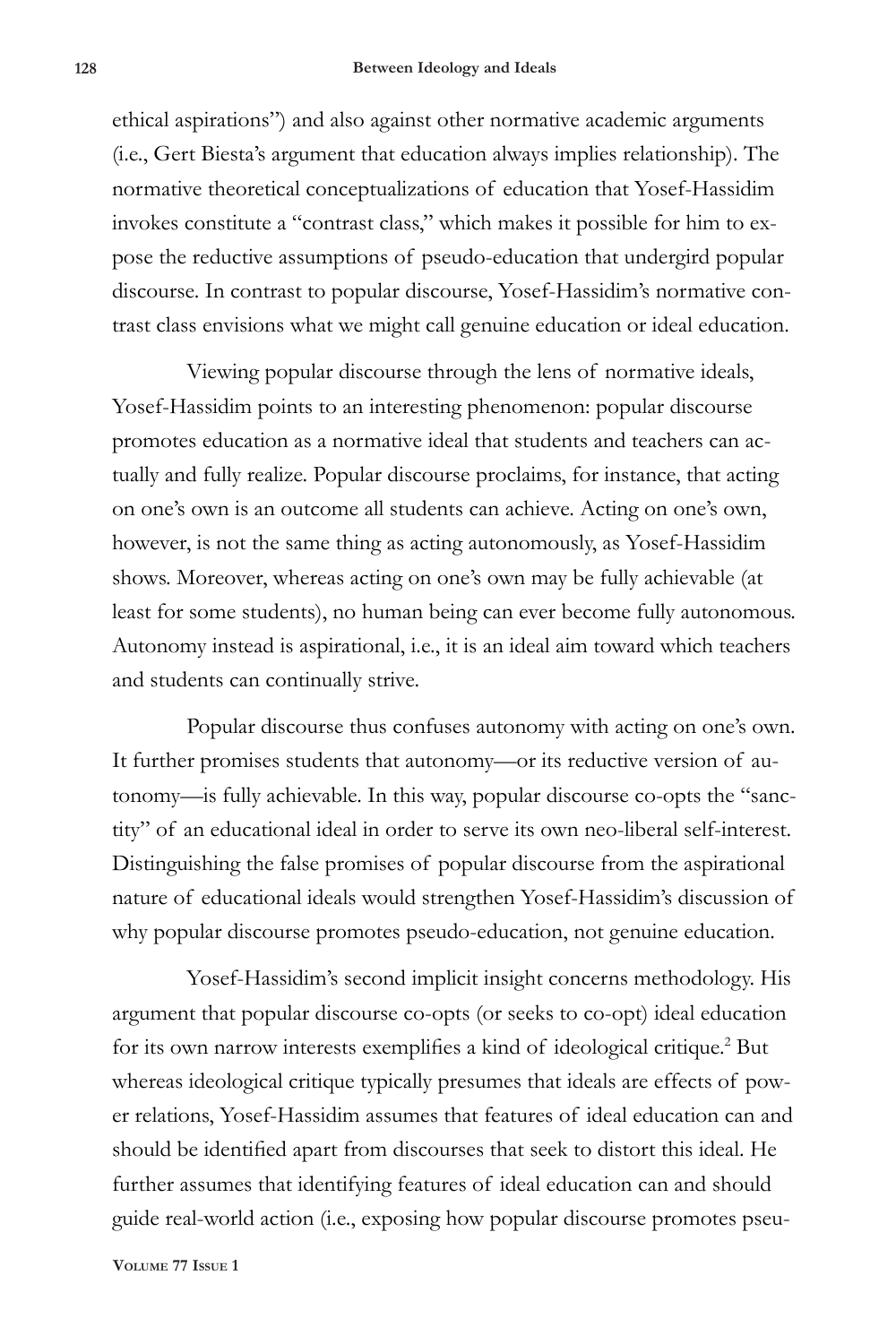ethical aspirations") and also against other normative academic arguments (i.e., Gert Biesta's argument that education always implies relationship). The normative theoretical conceptualizations of education that Yosef-Hassidim invokes constitute a "contrast class," which makes it possible for him to expose the reductive assumptions of pseudo-education that undergird popular discourse. In contrast to popular discourse, Yosef-Hassidim's normative contrast class envisions what we might call genuine education or ideal education.

Viewing popular discourse through the lens of normative ideals, Yosef-Hassidim points to an interesting phenomenon: popular discourse promotes education as a normative ideal that students and teachers can actually and fully realize. Popular discourse proclaims, for instance, that acting on one's own is an outcome all students can achieve. Acting on one's own, however, is not the same thing as acting autonomously, as Yosef-Hassidim shows. Moreover, whereas acting on one's own may be fully achievable (at least for some students), no human being can ever become fully autonomous. Autonomy instead is aspirational, i.e., it is an ideal aim toward which teachers and students can continually strive.

Popular discourse thus confuses autonomy with acting on one's own. It further promises students that autonomy—or its reductive version of autonomy—is fully achievable. In this way, popular discourse co-opts the "sanctity" of an educational ideal in order to serve its own neo-liberal self-interest. Distinguishing the false promises of popular discourse from the aspirational nature of educational ideals would strengthen Yosef-Hassidim's discussion of why popular discourse promotes pseudo-education, not genuine education.

Yosef-Hassidim's second implicit insight concerns methodology. His argument that popular discourse co-opts (or seeks to co-opt) ideal education for its own narrow interests exemplifies a kind of ideological critique.[2] But whereas ideological critique typically presumes that ideals are effects of power relations, Yosef-Hassidim assumes that features of ideal education can and should be identified apart from discourses that seek to distort this ideal. He further assumes that identifying features of ideal education can and should guide real-world action (i.e., exposing how popular discourse promotes pseu-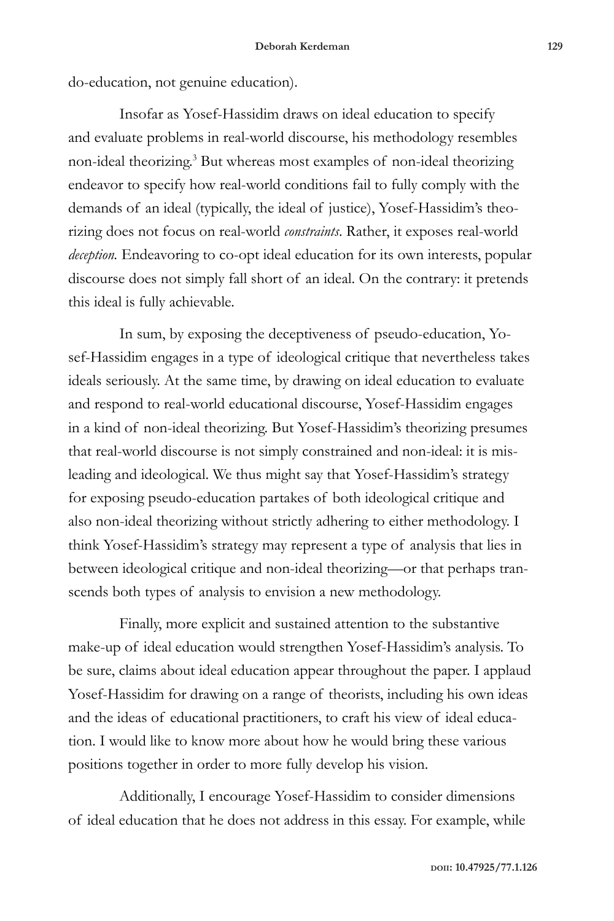do-education, not genuine education).

Insofar as Yosef-Hassidim draws on ideal education to specify and evaluate problems in real-world discourse, his methodology resembles non-ideal theorizing.[3] But whereas most examples of non-ideal theorizing endeavor to specify how real-world conditions fail to fully comply with the demands of an ideal (typically, the ideal of justice), Yosef-Hassidim's theorizing does not focus on real-world *constraints*. Rather, it exposes real-world *deception.* Endeavoring to co-opt ideal education for its own interests, popular discourse does not simply fall short of an ideal. On the contrary: it pretends this ideal is fully achievable.

In sum, by exposing the deceptiveness of pseudo-education, Yosef-Hassidim engages in a type of ideological critique that nevertheless takes ideals seriously. At the same time, by drawing on ideal education to evaluate and respond to real-world educational discourse, Yosef-Hassidim engages in a kind of non-ideal theorizing. But Yosef-Hassidim's theorizing presumes that real-world discourse is not simply constrained and non-ideal: it is misleading and ideological. We thus might say that Yosef-Hassidim's strategy for exposing pseudo-education partakes of both ideological critique and also non-ideal theorizing without strictly adhering to either methodology. I think Yosef-Hassidim's strategy may represent a type of analysis that lies in between ideological critique and non-ideal theorizing—or that perhaps transcends both types of analysis to envision a new methodology.

Finally, more explicit and sustained attention to the substantive make-up of ideal education would strengthen Yosef-Hassidim's analysis. To be sure, claims about ideal education appear throughout the paper. I applaud Yosef-Hassidim for drawing on a range of theorists, including his own ideas and the ideas of educational practitioners, to craft his view of ideal education. I would like to know more about how he would bring these various positions together in order to more fully develop his vision.

Additionally, I encourage Yosef-Hassidim to consider dimensions of ideal education that he does not address in this essay. For example, while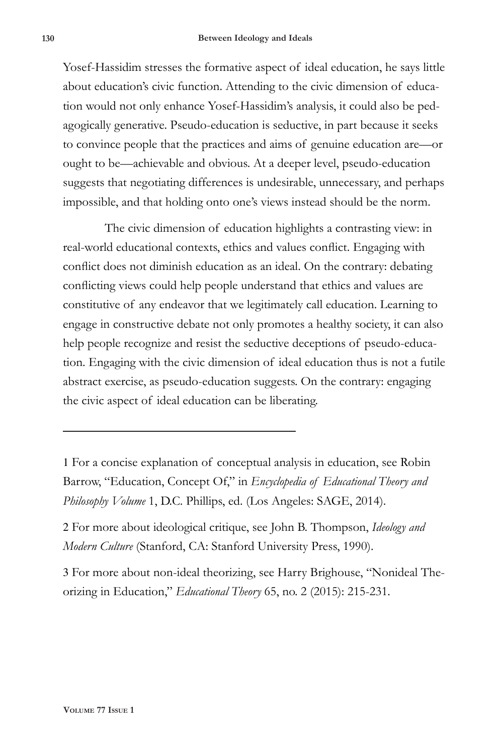Yosef-Hassidim stresses the formative aspect of ideal education, he says little about education's civic function. Attending to the civic dimension of education would not only enhance Yosef-Hassidim's analysis, it could also be pedagogically generative. Pseudo-education is seductive, in part because it seeks to convince people that the practices and aims of genuine education are—or ought to be—achievable and obvious. At a deeper level, pseudo-education suggests that negotiating differences is undesirable, unnecessary, and perhaps impossible, and that holding onto one's views instead should be the norm.

The civic dimension of education highlights a contrasting view: in real-world educational contexts, ethics and values conflict. Engaging with conflict does not diminish education as an ideal. On the contrary: debating conflicting views could help people understand that ethics and values are constitutive of any endeavor that we legitimately call education. Learning to engage in constructive debate not only promotes a healthy society, it can also help people recognize and resist the seductive deceptions of pseudo-education. Engaging with the civic dimension of ideal education thus is not a futile abstract exercise, as pseudo-education suggests. On the contrary: engaging the civic aspect of ideal education can be liberating.

---

1 For a concise explanation of conceptual analysis in education, see Robin Barrow, "Education, Concept Of," in *Encyclopedia of Educational Theory and Philosophy Volume* 1, D.C. Phillips, ed. (Los Angeles: SAGE, 2014).

2 For more about ideological critique, see John B. Thompson, *Ideology and Modern Culture* (Stanford, CA: Stanford University Press, 1990).

3 For more about non-ideal theorizing, see Harry Brighouse, "Nonideal Theorizing in Education," *Educational Theory* 65, no. 2 (2015): 215-231.